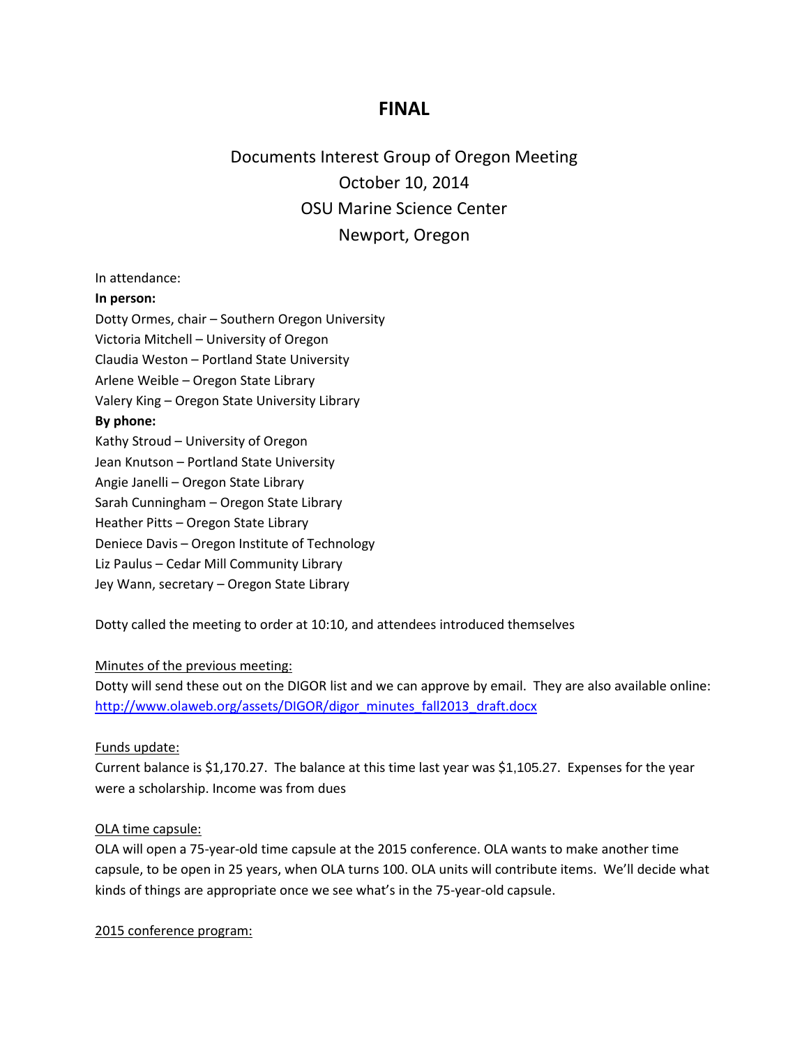# FINAL

## Documents Interest Group of Oregon Meeting
## October 10, 2014
## OSU Marine Science Center
## Newport, Oregon

In attendance:

**In person:**

Dotty Ormes, chair – Southern Oregon University  
Victoria Mitchell – University of Oregon  
Claudia Weston – Portland State University  
Arlene Weible – Oregon State Library  
Valery King – Oregon State University Library

**By phone:**

Kathy Stroud – University of Oregon  
Jean Knutson – Portland State University  
Angie Janelli – Oregon State Library  
Sarah Cunningham – Oregon State Library  
Heather Pitts – Oregon State Library  
Deniece Davis – Oregon Institute of Technology  
Liz Paulus – Cedar Mill Community Library  
Jey Wann, secretary – Oregon State Library

Dotty called the meeting to order at 10:10, and attendees introduced themselves

<u>Minutes of the previous meeting:</u>

Dotty will send these out on the DIGOR list and we can approve by email. They are also available online: [http://www.olaweb.org/assets/DIGOR/digor_minutes_fall2013_draft.docx](http://www.olaweb.org/assets/DIGOR/digor_minutes_fall2013_draft.docx)

<u>Funds update:</u>

Current balance is $1,170.27. The balance at this time last year was $1,105.27. Expenses for the year were a scholarship. Income was from dues

<u>OLA time capsule:</u>

OLA will open a 75-year-old time capsule at the 2015 conference. OLA wants to make another time capsule, to be open in 25 years, when OLA turns 100. OLA units will contribute items. We'll decide what kinds of things are appropriate once we see what's in the 75-year-old capsule.

<u>2015 conference program:</u>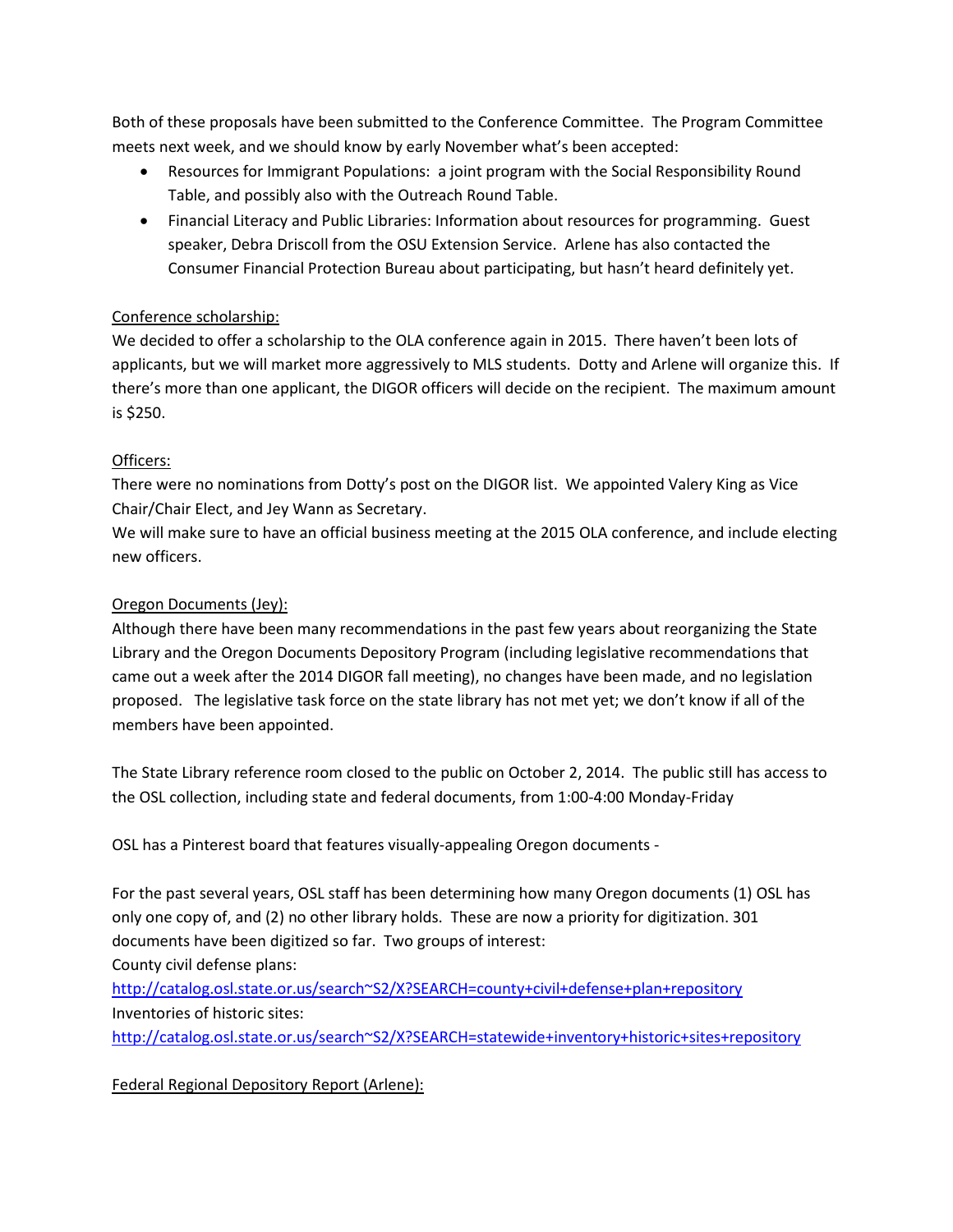Both of these proposals have been submitted to the Conference Committee. The Program Committee meets next week, and we should know by early November what's been accepted:

- Resources for Immigrant Populations: a joint program with the Social Responsibility Round Table, and possibly also with the Outreach Round Table.
- Financial Literacy and Public Libraries: Information about resources for programming. Guest speaker, Debra Driscoll from the OSU Extension Service. Arlene has also contacted the Consumer Financial Protection Bureau about participating, but hasn't heard definitely yet.

<u>Conference scholarship:</u>

We decided to offer a scholarship to the OLA conference again in 2015. There haven't been lots of applicants, but we will market more aggressively to MLS students. Dotty and Arlene will organize this. If there's more than one applicant, the DIGOR officers will decide on the recipient. The maximum amount is $250.

<u>Officers:</u>

There were no nominations from Dotty's post on the DIGOR list. We appointed Valery King as Vice Chair/Chair Elect, and Jey Wann as Secretary.

We will make sure to have an official business meeting at the 2015 OLA conference, and include electing new officers.

<u>Oregon Documents (Jey):</u>

Although there have been many recommendations in the past few years about reorganizing the State Library and the Oregon Documents Depository Program (including legislative recommendations that came out a week after the 2014 DIGOR fall meeting), no changes have been made, and no legislation proposed. The legislative task force on the state library has not met yet; we don't know if all of the members have been appointed.

The State Library reference room closed to the public on October 2, 2014. The public still has access to the OSL collection, including state and federal documents, from 1:00-4:00 Monday-Friday

OSL has a Pinterest board that features visually-appealing Oregon documents -

For the past several years, OSL staff has been determining how many Oregon documents (1) OSL has only one copy of, and (2) no other library holds. These are now a priority for digitization. 301 documents have been digitized so far. Two groups of interest:

County civil defense plans:
http://catalog.osl.state.or.us/search~S2/X?SEARCH=county+civil+defense+plan+repository

Inventories of historic sites:
http://catalog.osl.state.or.us/search~S2/X?SEARCH=statewide+inventory+historic+sites+repository

<u>Federal Regional Depository Report (Arlene):</u>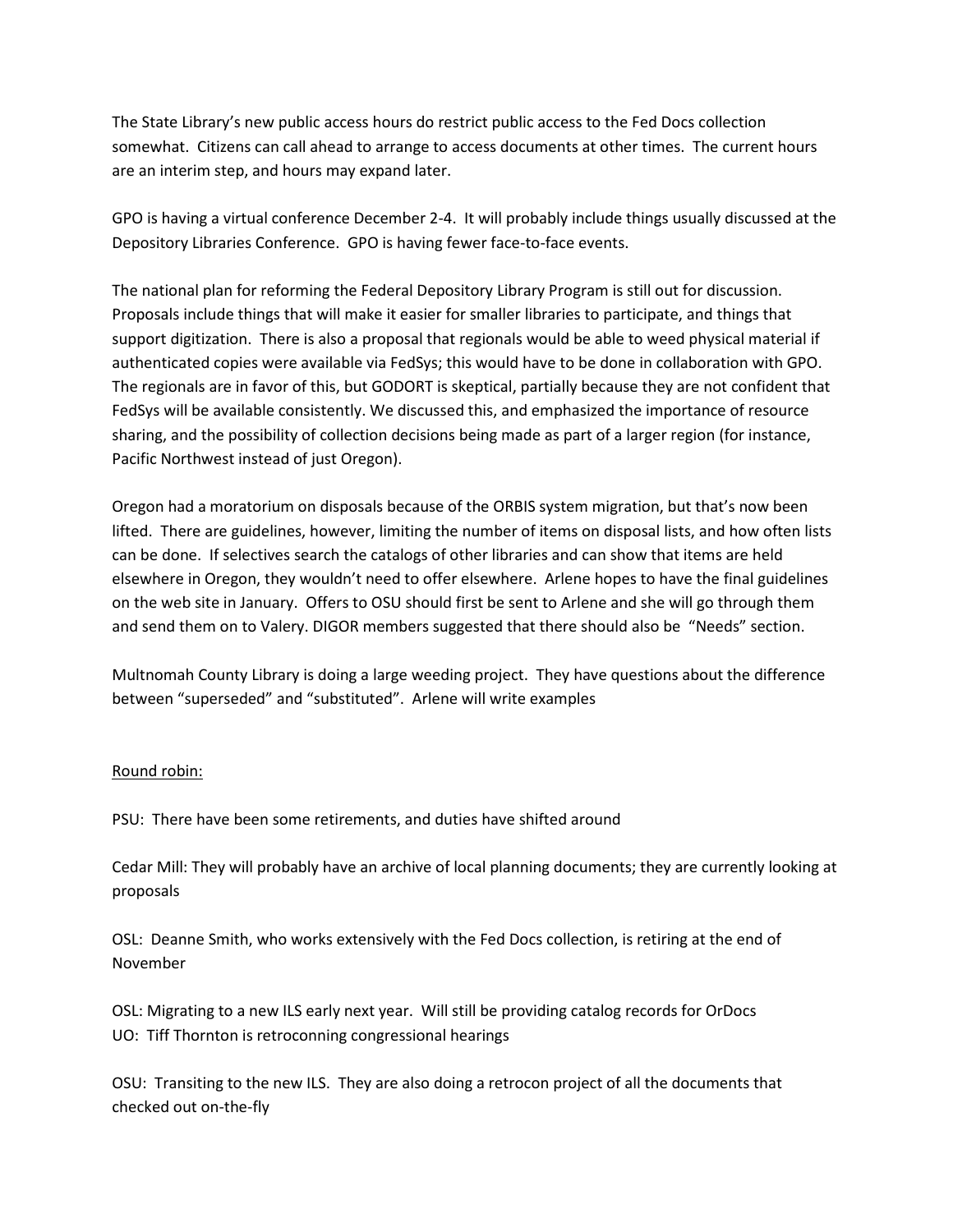The State Library's new public access hours do restrict public access to the Fed Docs collection somewhat. Citizens can call ahead to arrange to access documents at other times. The current hours are an interim step, and hours may expand later.

GPO is having a virtual conference December 2-4. It will probably include things usually discussed at the Depository Libraries Conference. GPO is having fewer face-to-face events.

The national plan for reforming the Federal Depository Library Program is still out for discussion. Proposals include things that will make it easier for smaller libraries to participate, and things that support digitization. There is also a proposal that regionals would be able to weed physical material if authenticated copies were available via FedSys; this would have to be done in collaboration with GPO. The regionals are in favor of this, but GODORT is skeptical, partially because they are not confident that FedSys will be available consistently. We discussed this, and emphasized the importance of resource sharing, and the possibility of collection decisions being made as part of a larger region (for instance, Pacific Northwest instead of just Oregon).

Oregon had a moratorium on disposals because of the ORBIS system migration, but that's now been lifted. There are guidelines, however, limiting the number of items on disposal lists, and how often lists can be done. If selectives search the catalogs of other libraries and can show that items are held elsewhere in Oregon, they wouldn't need to offer elsewhere. Arlene hopes to have the final guidelines on the web site in January. Offers to OSU should first be sent to Arlene and she will go through them and send them on to Valery. DIGOR members suggested that there should also be "Needs" section.

Multnomah County Library is doing a large weeding project. They have questions about the difference between "superseded" and "substituted". Arlene will write examples

<u>Round robin:</u>

PSU: There have been some retirements, and duties have shifted around

Cedar Mill: They will probably have an archive of local planning documents; they are currently looking at proposals

OSL: Deanne Smith, who works extensively with the Fed Docs collection, is retiring at the end of November

OSL: Migrating to a new ILS early next year. Will still be providing catalog records for OrDocs
UO: Tiff Thornton is retroconning congressional hearings

OSU: Transiting to the new ILS. They are also doing a retrocon project of all the documents that checked out on-the-fly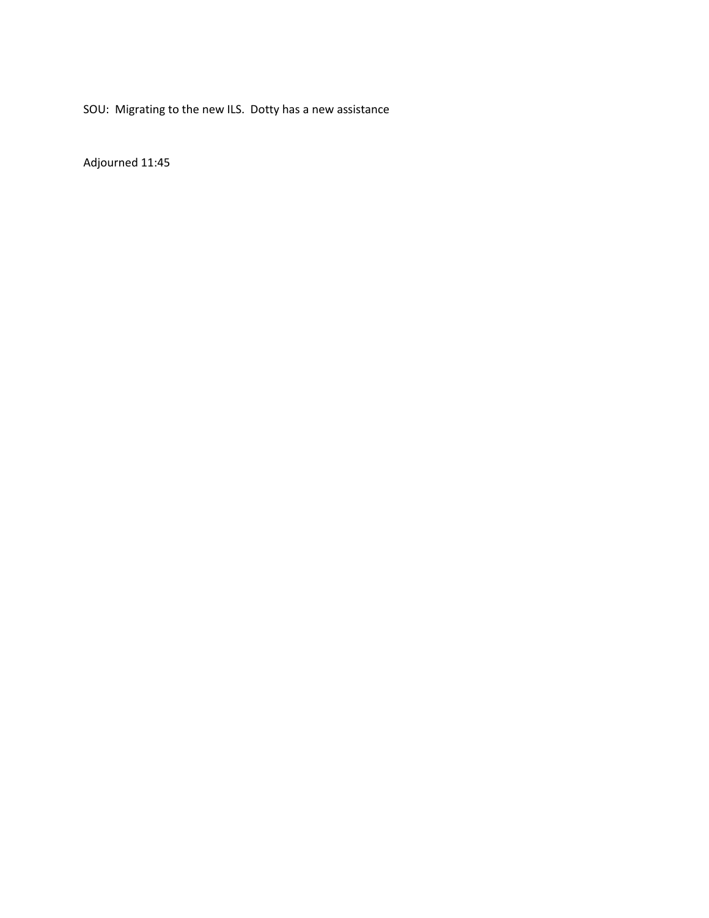SOU: Migrating to the new ILS. Dotty has a new assistance

Adjourned 11:45